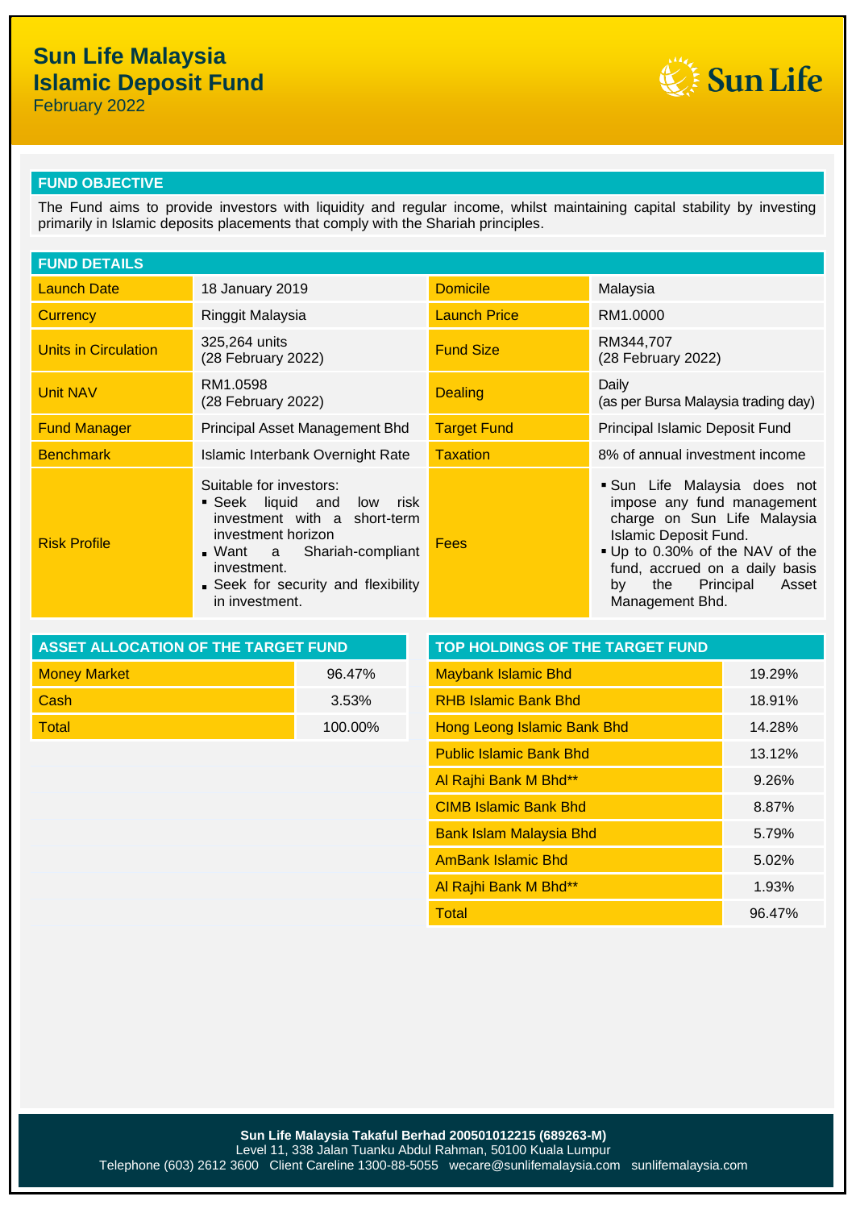# Sun Life Malaysia Islamic Deposit Fund

February 2022

## FUND OBJECTIVE

The Fund aims to provide investors with liquidity and regular income, whilst maintaining capital stability by investing primarily in Islamic deposits placements that comply with the Shariah principles.

## FUND DETAILS

| | | | |
|---|---|---|---|
| Launch Date | 18 January 2019 | Domicile | Malaysia |
| Currency | Ringgit Malaysia | Launch Price | RM1.0000 |
| Units in Circulation | 325,264 units (28 February 2022) | Fund Size | RM344,707 (28 February 2022) |
| Unit NAV | RM1.0598 (28 February 2022) | Dealing | Daily (as per Bursa Malaysia trading day) |
| Fund Manager | Principal Asset Management Bhd | Target Fund | Principal Islamic Deposit Fund |
| Benchmark | Islamic Interbank Overnight Rate | Taxation | 8% of annual investment income |
| Risk Profile | Suitable for investors:<br>▪ Seek liquid and low risk investment with a short-term investment horizon<br>▪ Want a Shariah-compliant investment.<br>▪ Seek for security and flexibility in investment. | Fees | ▪ Sun Life Malaysia does not impose any fund management charge on Sun Life Malaysia Islamic Deposit Fund.<br>▪ Up to 0.30% of the NAV of the fund, accrued on a daily basis by the Principal Asset Management Bhd. |

## ASSET ALLOCATION OF THE TARGET FUND

| | |
|---|---|
| Money Market | 96.47% |
| Cash | 3.53% |
| Total | 100.00% |

## TOP HOLDINGS OF THE TARGET FUND

| | |
|---|---|
| Maybank Islamic Bhd | 19.29% |
| RHB Islamic Bank Bhd | 18.91% |
| Hong Leong Islamic Bank Bhd | 14.28% |
| Public Islamic Bank Bhd | 13.12% |
| Al Rajhi Bank M Bhd** | 9.26% |
| CIMB Islamic Bank Bhd | 8.87% |
| Bank Islam Malaysia Bhd | 5.79% |
| AmBank Islamic Bhd | 5.02% |
| Al Rajhi Bank M Bhd** | 1.93% |
| Total | 96.47% |

**Sun Life Malaysia Takaful Berhad 200501012215 (689263-M)**
Level 11, 338 Jalan Tuanku Abdul Rahman, 50100 Kuala Lumpur
Telephone (603) 2612 3600 Client Careline 1300-88-5055 wecare@sunlifemalaysia.com sunlifemalaysia.com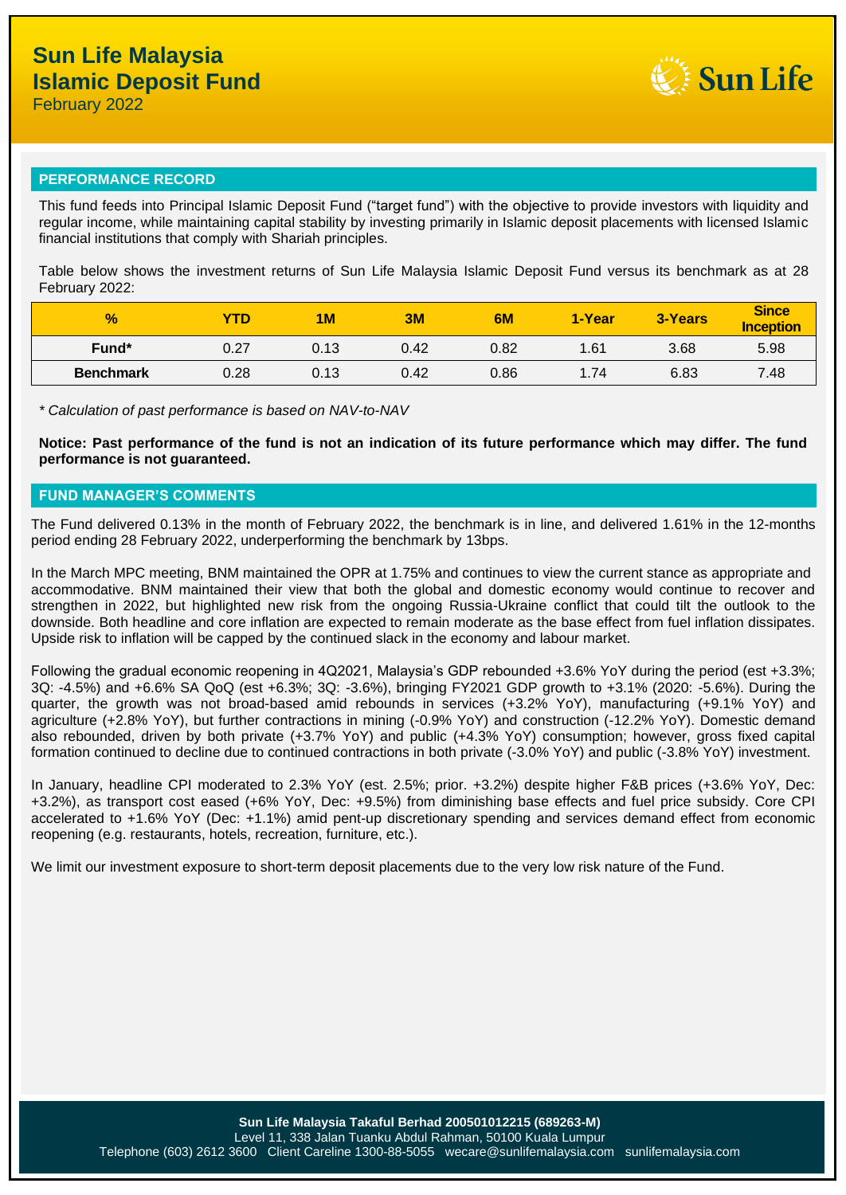# Sun Life Malaysia Islamic Deposit Fund

February 2022

## PERFORMANCE RECORD

This fund feeds into Principal Islamic Deposit Fund ("target fund") with the objective to provide investors with liquidity and regular income, while maintaining capital stability by investing primarily in Islamic deposit placements with licensed Islamic financial institutions that comply with Shariah principles.

Table below shows the investment returns of Sun Life Malaysia Islamic Deposit Fund versus its benchmark as at 28 February 2022:

| % | YTD | 1M | 3M | 6M | 1-Year | 3-Years | Since Inception |
|---|---|---|---|---|---|---|---|
| Fund* | 0.27 | 0.13 | 0.42 | 0.82 | 1.61 | 3.68 | 5.98 |
| Benchmark | 0.28 | 0.13 | 0.42 | 0.86 | 1.74 | 6.83 | 7.48 |

*\* Calculation of past performance is based on NAV-to-NAV*

**Notice: Past performance of the fund is not an indication of its future performance which may differ. The fund performance is not guaranteed.**

## FUND MANAGER'S COMMENTS

The Fund delivered 0.13% in the month of February 2022, the benchmark is in line, and delivered 1.61% in the 12-months period ending 28 February 2022, underperforming the benchmark by 13bps.

In the March MPC meeting, BNM maintained the OPR at 1.75% and continues to view the current stance as appropriate and accommodative. BNM maintained their view that both the global and domestic economy would continue to recover and strengthen in 2022, but highlighted new risk from the ongoing Russia-Ukraine conflict that could tilt the outlook to the downside. Both headline and core inflation are expected to remain moderate as the base effect from fuel inflation dissipates. Upside risk to inflation will be capped by the continued slack in the economy and labour market.

Following the gradual economic reopening in 4Q2021, Malaysia's GDP rebounded +3.6% YoY during the period (est +3.3%; 3Q: -4.5%) and +6.6% SA QoQ (est +6.3%; 3Q: -3.6%), bringing FY2021 GDP growth to +3.1% (2020: -5.6%). During the quarter, the growth was not broad-based amid rebounds in services (+3.2% YoY), manufacturing (+9.1% YoY) and agriculture (+2.8% YoY), but further contractions in mining (-0.9% YoY) and construction (-12.2% YoY). Domestic demand also rebounded, driven by both private (+3.7% YoY) and public (+4.3% YoY) consumption; however, gross fixed capital formation continued to decline due to continued contractions in both private (-3.0% YoY) and public (-3.8% YoY) investment.

In January, headline CPI moderated to 2.3% YoY (est. 2.5%; prior. +3.2%) despite higher F&B prices (+3.6% YoY, Dec: +3.2%), as transport cost eased (+6% YoY, Dec: +9.5%) from diminishing base effects and fuel price subsidy. Core CPI accelerated to +1.6% YoY (Dec: +1.1%) amid pent-up discretionary spending and services demand effect from economic reopening (e.g. restaurants, hotels, recreation, furniture, etc.).

We limit our investment exposure to short-term deposit placements due to the very low risk nature of the Fund.

**Sun Life Malaysia Takaful Berhad 200501012215 (689263-M)**
Level 11, 338 Jalan Tuanku Abdul Rahman, 50100 Kuala Lumpur
Telephone (603) 2612 3600 Client Careline 1300-88-5055 wecare@sunlifemalaysia.com sunlifemalaysia.com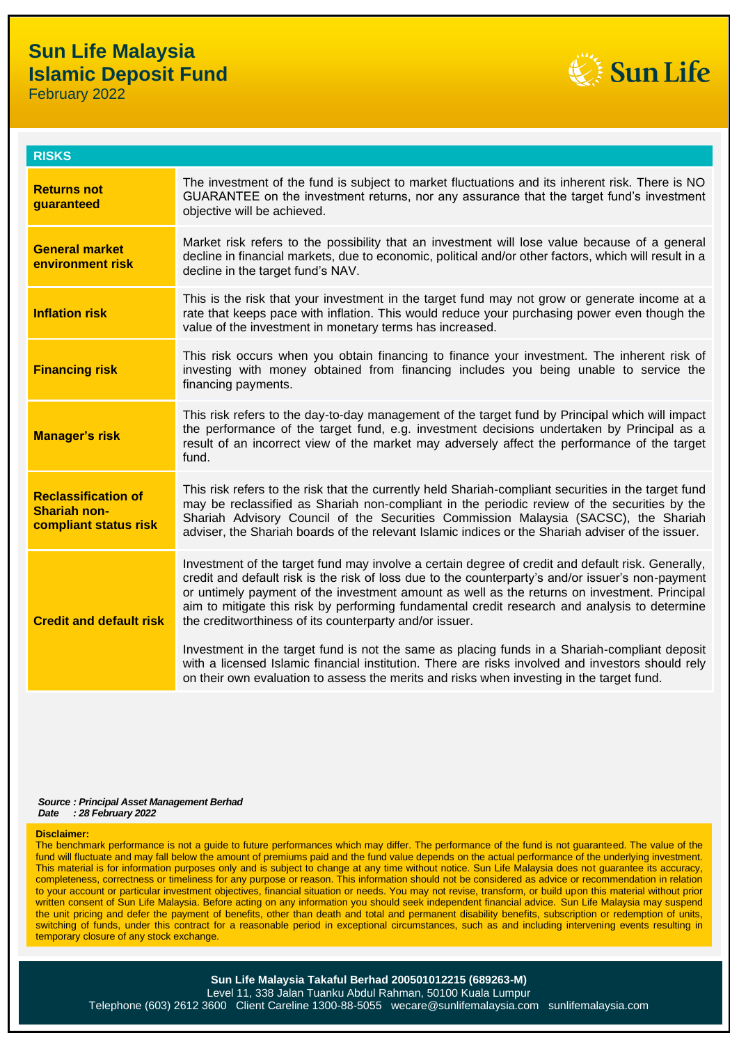# Sun Life Malaysia Islamic Deposit Fund

February 2022

## RISKS

| | |
|---|---|
| **Returns not guaranteed** | The investment of the fund is subject to market fluctuations and its inherent risk. There is NO GUARANTEE on the investment returns, nor any assurance that the target fund's investment objective will be achieved. |
| **General market environment risk** | Market risk refers to the possibility that an investment will lose value because of a general decline in financial markets, due to economic, political and/or other factors, which will result in a decline in the target fund's NAV. |
| **Inflation risk** | This is the risk that your investment in the target fund may not grow or generate income at a rate that keeps pace with inflation. This would reduce your purchasing power even though the value of the investment in monetary terms has increased. |
| **Financing risk** | This risk occurs when you obtain financing to finance your investment. The inherent risk of investing with money obtained from financing includes you being unable to service the financing payments. |
| **Manager's risk** | This risk refers to the day-to-day management of the target fund by Principal which will impact the performance of the target fund, e.g. investment decisions undertaken by Principal as a result of an incorrect view of the market may adversely affect the performance of the target fund. |
| **Reclassification of Shariah non-compliant status risk** | This risk refers to the risk that the currently held Shariah-compliant securities in the target fund may be reclassified as Shariah non-compliant in the periodic review of the securities by the Shariah Advisory Council of the Securities Commission Malaysia (SACSC), the Shariah adviser, the Shariah boards of the relevant Islamic indices or the Shariah adviser of the issuer. |
| **Credit and default risk** | Investment of the target fund may involve a certain degree of credit and default risk. Generally, credit and default risk is the risk of loss due to the counterparty's and/or issuer's non-payment or untimely payment of the investment amount as well as the returns on investment. Principal aim to mitigate this risk by performing fundamental credit research and analysis to determine the creditworthiness of its counterparty and/or issuer.<br><br>Investment in the target fund is not the same as placing funds in a Shariah-compliant deposit with a licensed Islamic financial institution. There are risks involved and investors should rely on their own evaluation to assess the merits and risks when investing in the target fund. |

***Source : Principal Asset Management Berhad***
***Date : 28 February 2022***

**Disclaimer:**
The benchmark performance is not a guide to future performances which may differ. The performance of the fund is not guaranteed. The value of the fund will fluctuate and may fall below the amount of premiums paid and the fund value depends on the actual performance of the underlying investment. This material is for information purposes only and is subject to change at any time without notice. Sun Life Malaysia does not guarantee its accuracy, completeness, correctness or timeliness for any purpose or reason. This information should not be considered as advice or recommendation in relation to your account or particular investment objectives, financial situation or needs. You may not revise, transform, or build upon this material without prior written consent of Sun Life Malaysia. Before acting on any information you should seek independent financial advice. Sun Life Malaysia may suspend the unit pricing and defer the payment of benefits, other than death and total and permanent disability benefits, subscription or redemption of units, switching of funds, under this contract for a reasonable period in exceptional circumstances, such as and including intervening events resulting in temporary closure of any stock exchange.

**Sun Life Malaysia Takaful Berhad 200501012215 (689263-M)**
Level 11, 338 Jalan Tuanku Abdul Rahman, 50100 Kuala Lumpur
Telephone (603) 2612 3600 Client Careline 1300-88-5055 wecare@sunlifemalaysia.com sunlifemalaysia.com